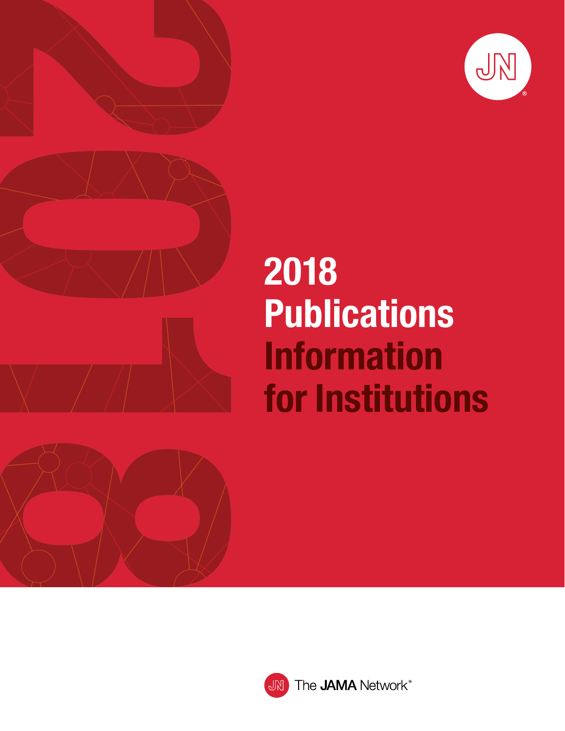# 2018 Publications Information for Institutions

The JAMA Network®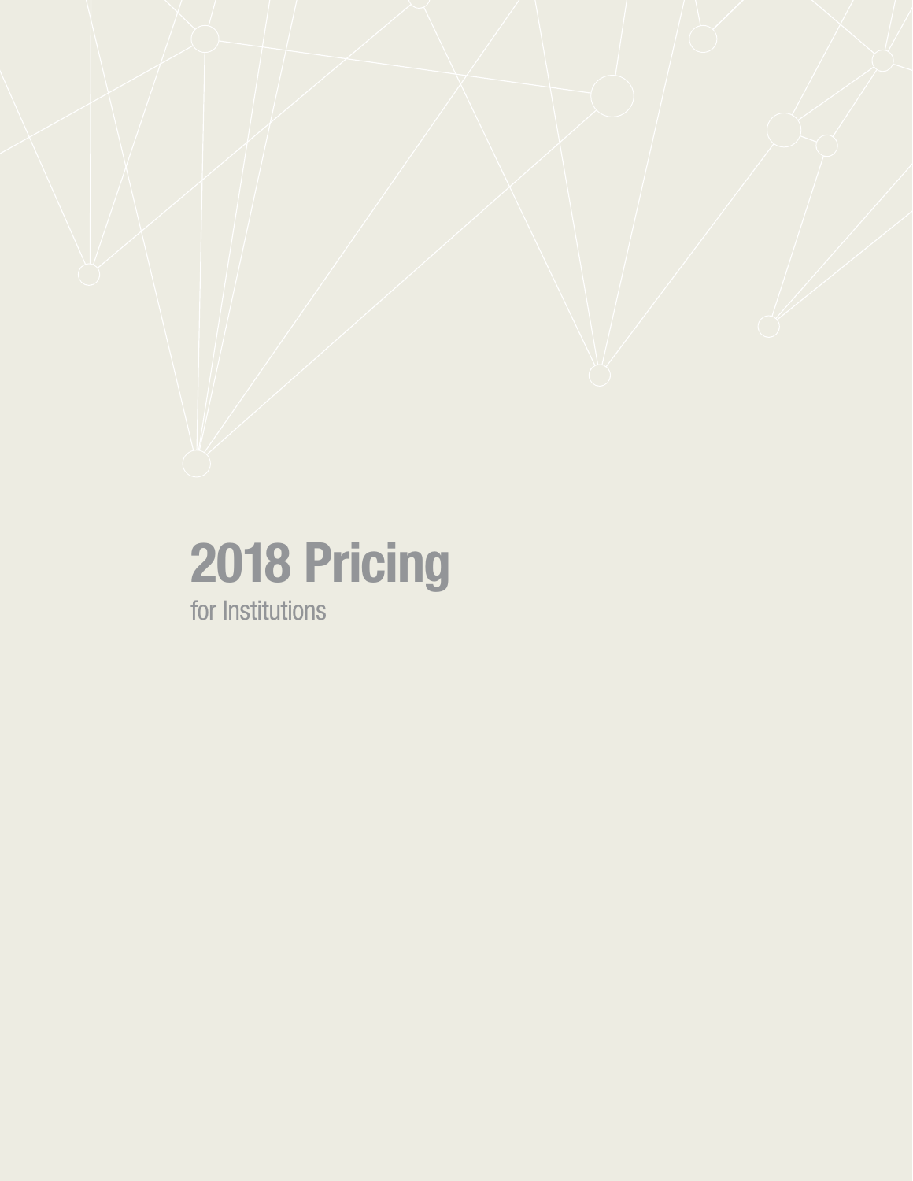# 2018 Pricing

for Institutions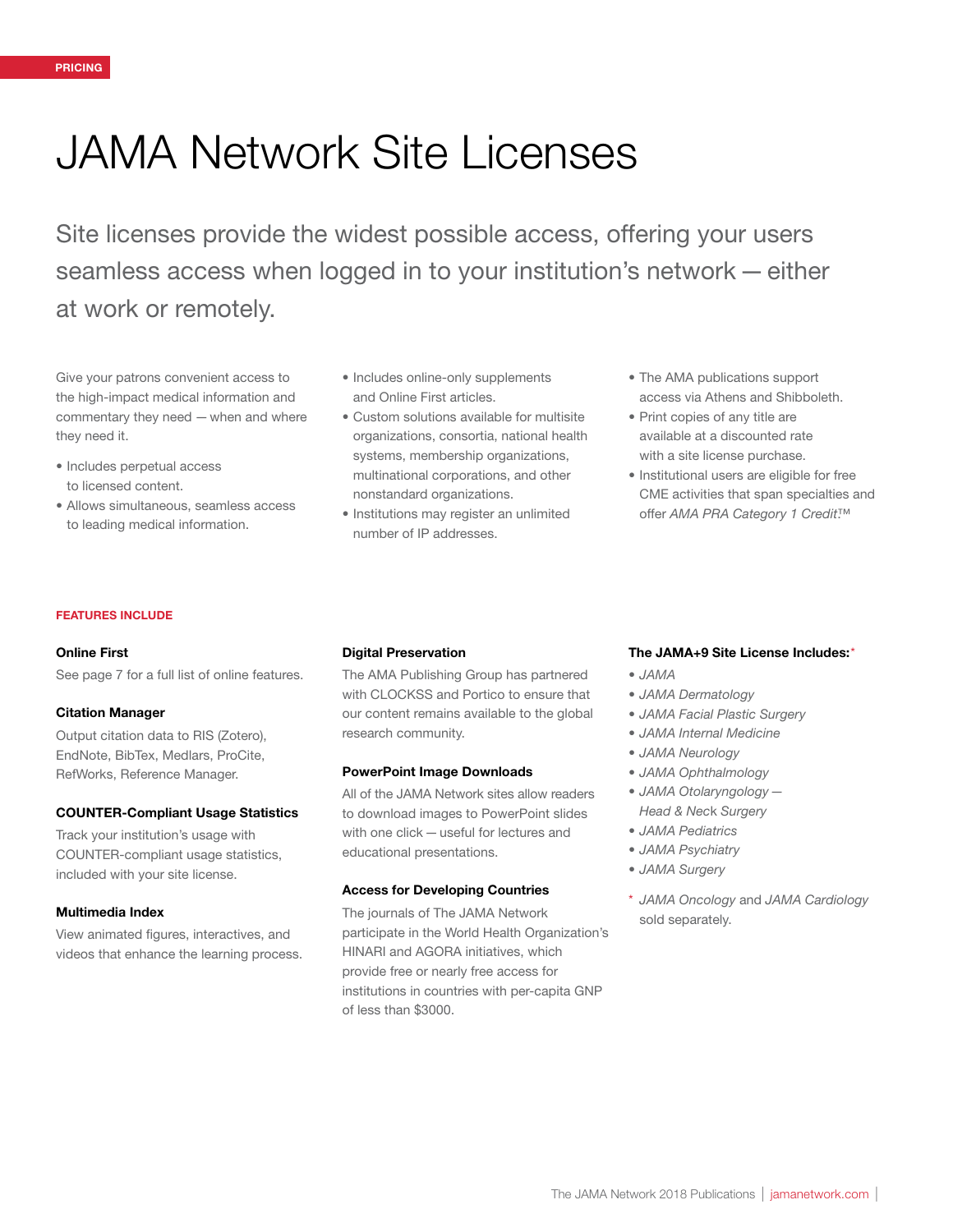PRICING

# JAMA Network Site Licenses

## Site licenses provide the widest possible access, offering your users seamless access when logged in to your institution's network — either at work or remotely.

Give your patrons convenient access to the high-impact medical information and commentary they need — when and where they need it.

- Includes perpetual access to licensed content.
- Allows simultaneous, seamless access to leading medical information.
- Includes online-only supplements and Online First articles.
- Custom solutions available for multisite organizations, consortia, national health systems, membership organizations, multinational corporations, and other nonstandard organizations.
- Institutions may register an unlimited number of IP addresses.
- The AMA publications support access via Athens and Shibboleth.
- Print copies of any title are available at a discounted rate with a site license purchase.
- Institutional users are eligible for free CME activities that span specialties and offer *AMA PRA Category 1 Credit*™

### FEATURES INCLUDE

**Online First**

See page 7 for a full list of online features.

**Citation Manager**

Output citation data to RIS (Zotero), EndNote, BibTex, Medlars, ProCite, RefWorks, Reference Manager.

**COUNTER-Compliant Usage Statistics**

Track your institution's usage with COUNTER-compliant usage statistics, included with your site license.

**Multimedia Index**

View animated figures, interactives, and videos that enhance the learning process.

**Digital Preservation**

The AMA Publishing Group has partnered with CLOCKSS and Portico to ensure that our content remains available to the global research community.

**PowerPoint Image Downloads**

All of the JAMA Network sites allow readers to download images to PowerPoint slides with one click — useful for lectures and educational presentations.

**Access for Developing Countries**

The journals of The JAMA Network participate in the World Health Organization's HINARI and AGORA initiatives, which provide free or nearly free access for institutions in countries with per-capita GNP of less than $3000.

**The JAMA+9 Site License Includes:***

- *JAMA*
- *JAMA Dermatology*
- *JAMA Facial Plastic Surgery*
- *JAMA Internal Medicine*
- *JAMA Neurology*
- *JAMA Ophthalmology*
- *JAMA Otolaryngology — Head & Neck Surgery*
- *JAMA Pediatrics*
- *JAMA Psychiatry*
- *JAMA Surgery*

\* *JAMA Oncology* and *JAMA Cardiology* sold separately.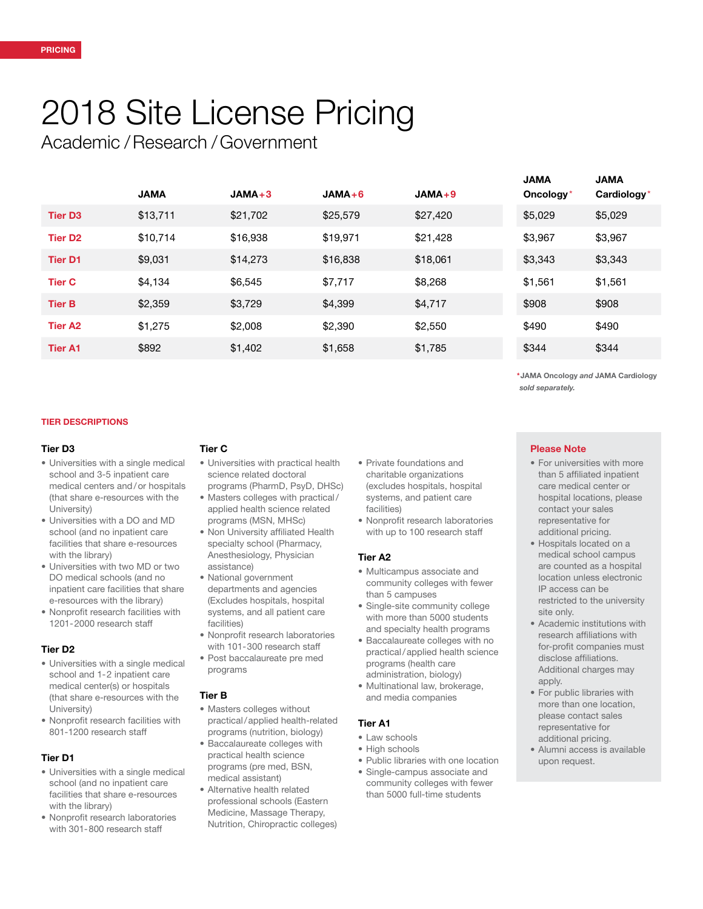PRICING

# 2018 Site License Pricing

## Academic / Research / Government

| | JAMA | JAMA+3 | JAMA+6 | JAMA+9 | JAMA Oncology* | JAMA Cardiology* |
|---|---|---|---|---|---|---|
| Tier D3 | $13,711 | $21,702 | $25,579 | $27,420 | $5,029 | $5,029 |
| Tier D2 | $10,714 | $16,938 | $19,971 | $21,428 | $3,967 | $3,967 |
| Tier D1 | $9,031 | $14,273 | $16,838 | $18,061 | $3,343 | $3,343 |
| Tier C | $4,134 | $6,545 | $7,717 | $8,268 | $1,561 | $1,561 |
| Tier B | $2,359 | $3,729 | $4,399 | $4,717 | $908 | $908 |
| Tier A2 | $1,275 | $2,008 | $2,390 | $2,550 | $490 | $490 |
| Tier A1 | $892 | $1,402 | $1,658 | $1,785 | $344 | $344 |

\*JAMA Oncology *and* JAMA Cardiology *sold separately.*

### TIER DESCRIPTIONS

**Tier D3**

- Universities with a single medical school and 3-5 inpatient care medical centers and/or hospitals (that share e-resources with the University)
- Universities with a DO and MD school (and no inpatient care facilities that share e-resources with the library)
- Universities with two MD or two DO medical schools (and no inpatient care facilities that share e-resources with the library)
- Nonprofit research facilities with 1201-2000 research staff

**Tier D2**

- Universities with a single medical school and 1-2 inpatient care medical center(s) or hospitals (that share e-resources with the University)
- Nonprofit research facilities with 801-1200 research staff

**Tier D1**

- Universities with a single medical school (and no inpatient care facilities that share e-resources with the library)
- Nonprofit research laboratories with 301-800 research staff

**Tier C**

- Universities with practical health science related doctoral programs (PharmD, PsyD, DHSc)
- Masters colleges with practical/applied health science related programs (MSN, MHSc)
- Non University affiliated Health specialty school (Pharmacy, Anesthesiology, Physician assistance)
- National government departments and agencies (Excludes hospitals, hospital systems, and all patient care facilities)
- Nonprofit research laboratories with 101-300 research staff
- Post baccalaureate pre med programs

**Tier B**

- Masters colleges without practical/applied health-related programs (nutrition, biology)
- Baccalaureate colleges with practical health science programs (pre med, BSN, medical assistant)
- Alternative health related professional schools (Eastern Medicine, Massage Therapy, Nutrition, Chiropractic colleges)
- Private foundations and charitable organizations (excludes hospitals, hospital systems, and patient care facilities)
- Nonprofit research laboratories with up to 100 research staff

**Tier A2**

- Multicampus associate and community colleges with fewer than 5 campuses
- Single-site community college with more than 5000 students and specialty health programs
- Baccalaureate colleges with no practical/applied health science programs (health care administration, biology)
- Multinational law, brokerage, and media companies

**Tier A1**

- Law schools
- High schools
- Public libraries with one location
- Single-campus associate and community colleges with fewer than 5000 full-time students

**Please Note**

- For universities with more than 5 affiliated inpatient care medical center or hospital locations, please contact your sales representative for additional pricing.
- Hospitals located on a medical school campus are counted as a hospital location unless electronic IP access can be restricted to the university site only.
- Academic institutions with research affiliations with for-profit companies must disclose affiliations. Additional charges may apply.
- For public libraries with more than one location, please contact sales representative for additional pricing.
- Alumni access is available upon request.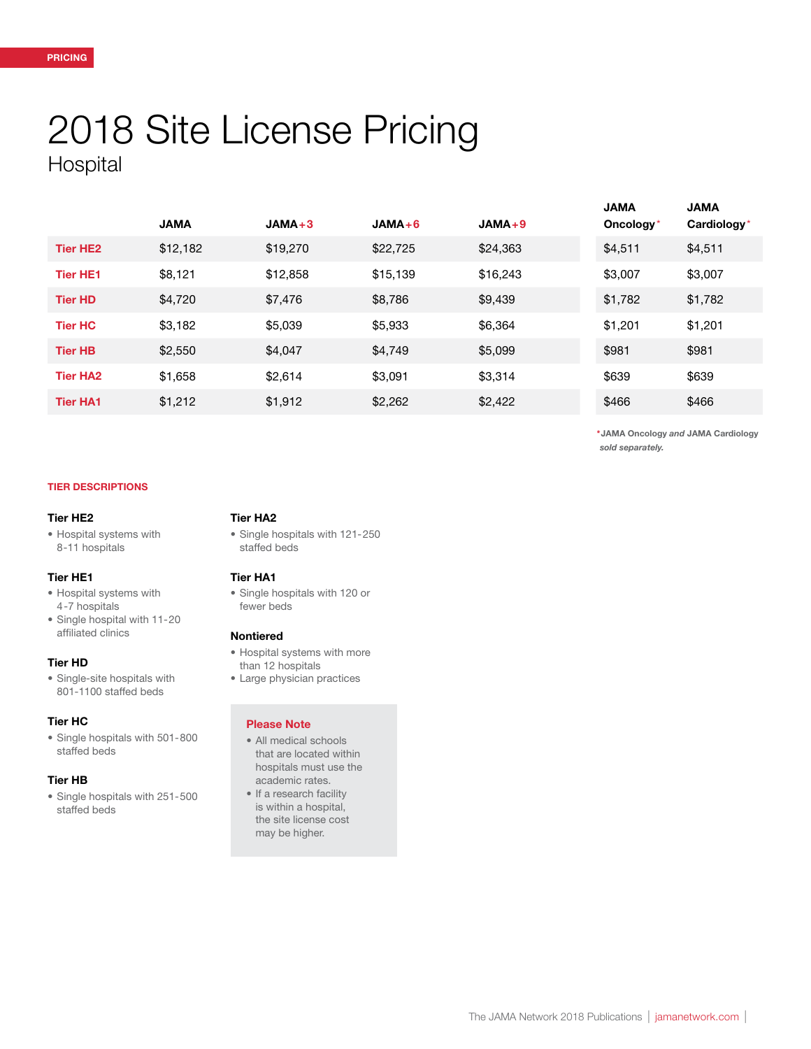PRICING

# 2018 Site License Pricing

## Hospital

| | JAMA | JAMA+3 | JAMA+6 | JAMA+9 | JAMA Oncology* | JAMA Cardiology* |
|---|---|---|---|---|---|---|
| Tier HE2 | $12,182 | $19,270 | $22,725 | $24,363 | $4,511 | $4,511 |
| Tier HE1 | $8,121 | $12,858 | $15,139 | $16,243 | $3,007 | $3,007 |
| Tier HD | $4,720 | $7,476 | $8,786 | $9,439 | $1,782 | $1,782 |
| Tier HC | $3,182 | $5,039 | $5,933 | $6,364 | $1,201 | $1,201 |
| Tier HB | $2,550 | $4,047 | $4,749 | $5,099 | $981 | $981 |
| Tier HA2 | $1,658 | $2,614 | $3,091 | $3,314 | $639 | $639 |
| Tier HA1 | $1,212 | $1,912 | $2,262 | $2,422 | $466 | $466 |

*JAMA Oncology *and* JAMA Cardiology *sold separately.*

### TIER DESCRIPTIONS

**Tier HE2**
- Hospital systems with 8-11 hospitals

**Tier HE1**
- Hospital systems with 4-7 hospitals
- Single hospital with 11-20 affiliated clinics

**Tier HD**
- Single-site hospitals with 801-1100 staffed beds

**Tier HC**
- Single hospitals with 501-800 staffed beds

**Tier HB**
- Single hospitals with 251-500 staffed beds

**Tier HA2**
- Single hospitals with 121-250 staffed beds

**Tier HA1**
- Single hospitals with 120 or fewer beds

**Nontiered**
- Hospital systems with more than 12 hospitals
- Large physician practices

**Please Note**
- All medical schools that are located within hospitals must use the academic rates.
- If a research facility is within a hospital, the site license cost may be higher.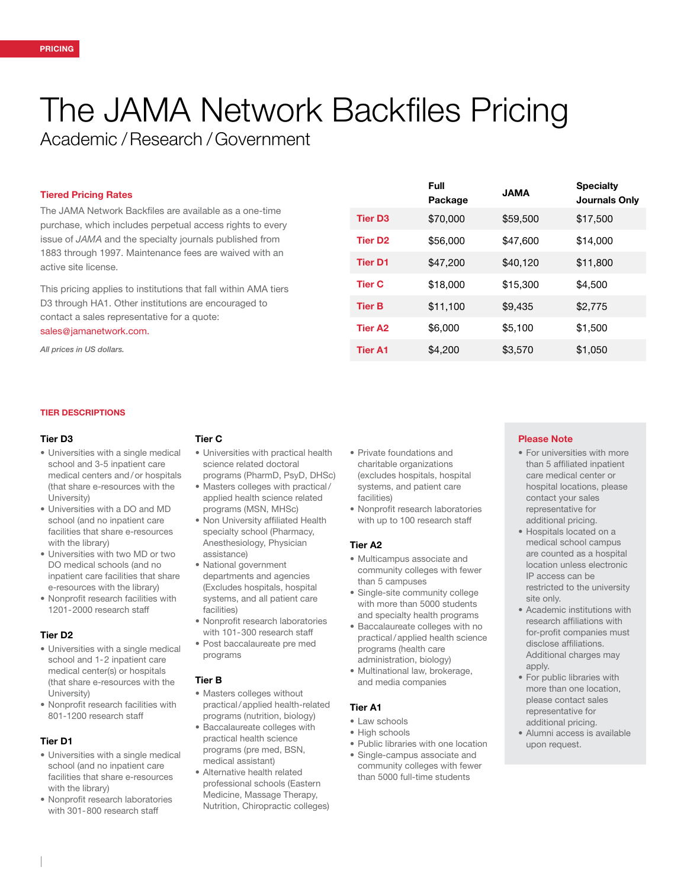PRICING

# The JAMA Network Backfiles Pricing

## Academic / Research / Government

### Tiered Pricing Rates

The JAMA Network Backfiles are available as a one-time purchase, which includes perpetual access rights to every issue of *JAMA* and the specialty journals published from 1883 through 1997. Maintenance fees are waived with an active site license.

This pricing applies to institutions that fall within AMA tiers D3 through HA1. Other institutions are encouraged to contact a sales representative for a quote: sales@jamanetwork.com.

*All prices in US dollars.*

| | Full Package | JAMA | Specialty Journals Only |
|---|---|---|---|
| Tier D3 | $70,000 | $59,500 | $17,500 |
| Tier D2 | $56,000 | $47,600 | $14,000 |
| Tier D1 | $47,200 | $40,120 | $11,800 |
| Tier C | $18,000 | $15,300 | $4,500 |
| Tier B | $11,100 | $9,435 | $2,775 |
| Tier A2 | $6,000 | $5,100 | $1,500 |
| Tier A1 | $4,200 | $3,570 | $1,050 |

## TIER DESCRIPTIONS

### Tier D3

- Universities with a single medical school and 3-5 inpatient care medical centers and/or hospitals (that share e-resources with the University)
- Universities with a DO and MD school (and no inpatient care facilities that share e-resources with the library)
- Universities with two MD or two DO medical schools (and no inpatient care facilities that share e-resources with the library)
- Nonprofit research facilities with 1201-2000 research staff

### Tier D2

- Universities with a single medical school and 1-2 inpatient care medical center(s) or hospitals (that share e-resources with the University)
- Nonprofit research facilities with 801-1200 research staff

### Tier D1

- Universities with a single medical school (and no inpatient care facilities that share e-resources with the library)
- Nonprofit research laboratories with 301-800 research staff

### Tier C

- Universities with practical health science related doctoral programs (PharmD, PsyD, DHSc)
- Masters colleges with practical/applied health science related programs (MSN, MHSc)
- Non University affiliated Health specialty school (Pharmacy, Anesthesiology, Physician assistance)
- National government departments and agencies (Excludes hospitals, hospital systems, and all patient care facilities)
- Nonprofit research laboratories with 101-300 research staff
- Post baccalaureate pre med programs

### Tier B

- Masters colleges without practical/applied health-related programs (nutrition, biology)
- Baccalaureate colleges with practical health science programs (pre med, BSN, medical assistant)
- Alternative health related professional schools (Eastern Medicine, Massage Therapy, Nutrition, Chiropractic colleges)
- Private foundations and charitable organizations (excludes hospitals, hospital systems, and patient care facilities)
- Nonprofit research laboratories with up to 100 research staff

### Tier A2

- Multicampus associate and community colleges with fewer than 5 campuses
- Single-site community college with more than 5000 students and specialty health programs
- Baccalaureate colleges with no practical/applied health science programs (health care administration, biology)
- Multinational law, brokerage, and media companies

### Tier A1

- Law schools
- High schools
- Public libraries with one location
- Single-campus associate and community colleges with fewer than 5000 full-time students

### Please Note

- For universities with more than 5 affiliated inpatient care medical center or hospital locations, please contact your sales representative for additional pricing.
- Hospitals located on a medical school campus are counted as a hospital location unless electronic IP access can be restricted to the university site only.
- Academic institutions with research affiliations with for-profit companies must disclose affiliations. Additional charges may apply.
- For public libraries with more than one location, please contact sales representative for additional pricing.
- Alumni access is available upon request.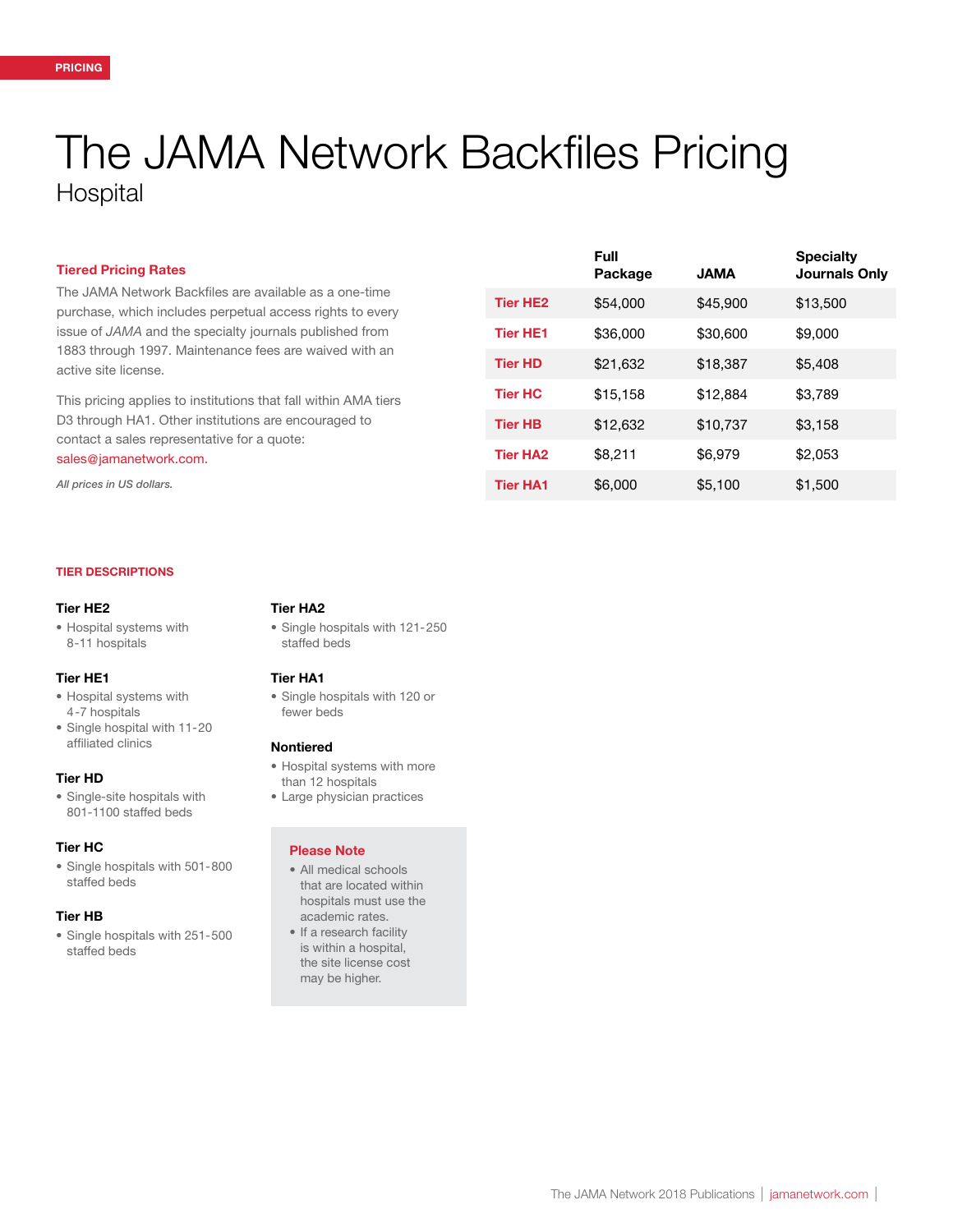PRICING

# The JAMA Network Backfiles Pricing

## Hospital

### Tiered Pricing Rates

The JAMA Network Backfiles are available as a one-time purchase, which includes perpetual access rights to every issue of *JAMA* and the specialty journals published from 1883 through 1997. Maintenance fees are waived with an active site license.

This pricing applies to institutions that fall within AMA tiers D3 through HA1. Other institutions are encouraged to contact a sales representative for a quote: sales@jamanetwork.com.

*All prices in US dollars.*

| | Full Package | JAMA | Specialty Journals Only |
|---|---|---|---|
| Tier HE2 | $54,000 | $45,900 | $13,500 |
| Tier HE1 | $36,000 | $30,600 | $9,000 |
| Tier HD | $21,632 | $18,387 | $5,408 |
| Tier HC | $15,158 | $12,884 | $3,789 |
| Tier HB | $12,632 | $10,737 | $3,158 |
| Tier HA2 | $8,211 | $6,979 | $2,053 |
| Tier HA1 | $6,000 | $5,100 | $1,500 |

### TIER DESCRIPTIONS

**Tier HE2**
- Hospital systems with 8-11 hospitals

**Tier HE1**
- Hospital systems with 4-7 hospitals
- Single hospital with 11-20 affiliated clinics

**Tier HD**
- Single-site hospitals with 801-1100 staffed beds

**Tier HC**
- Single hospitals with 501-800 staffed beds

**Tier HB**
- Single hospitals with 251-500 staffed beds

**Tier HA2**
- Single hospitals with 121-250 staffed beds

**Tier HA1**
- Single hospitals with 120 or fewer beds

**Nontiered**
- Hospital systems with more than 12 hospitals
- Large physician practices

**Please Note**
- All medical schools that are located within hospitals must use the academic rates.
- If a research facility is within a hospital, the site license cost may be higher.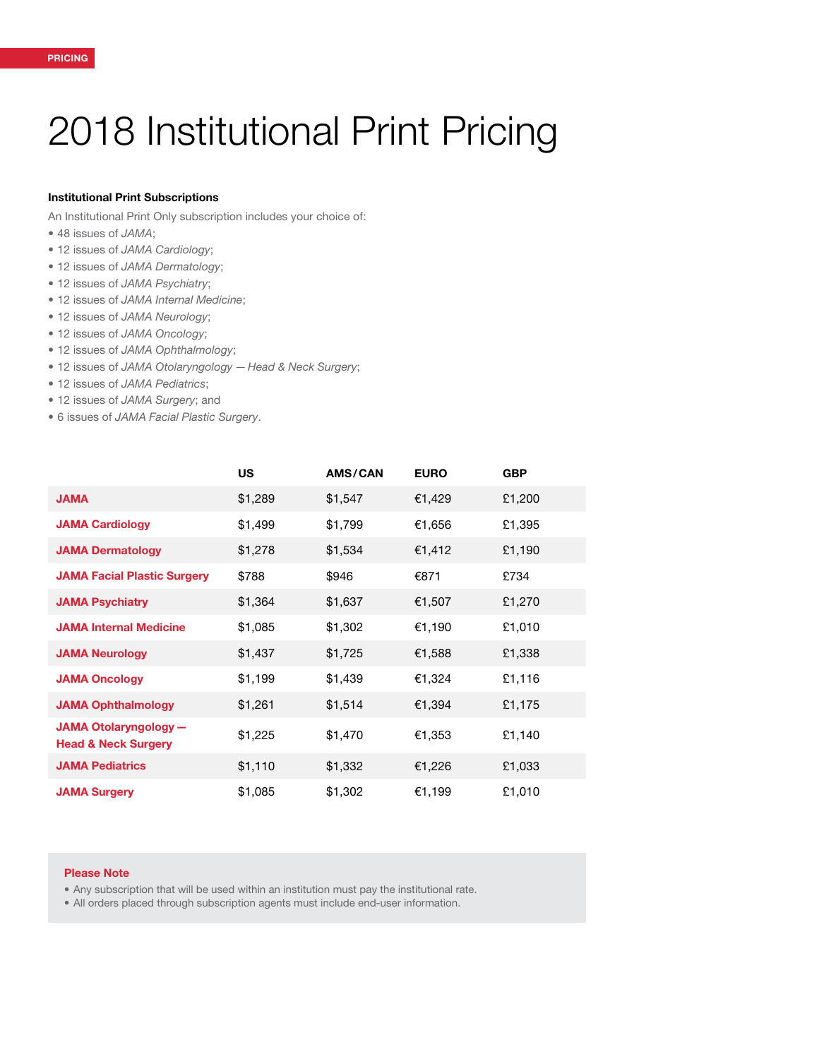PRICING

# 2018 Institutional Print Pricing

### Institutional Print Subscriptions

An Institutional Print Only subscription includes your choice of:

- 48 issues of *JAMA*;
- 12 issues of *JAMA Cardiology*;
- 12 issues of *JAMA Dermatology*;
- 12 issues of *JAMA Psychiatry*;
- 12 issues of *JAMA Internal Medicine*;
- 12 issues of *JAMA Neurology*;
- 12 issues of *JAMA Oncology*;
- 12 issues of *JAMA Ophthalmology*;
- 12 issues of *JAMA Otolaryngology — Head & Neck Surgery*;
- 12 issues of *JAMA Pediatrics*;
- 12 issues of *JAMA Surgery*; and
- 6 issues of *JAMA Facial Plastic Surgery*.

| | US | AMS/CAN | EURO | GBP |
|---|---|---|---|---|
| **JAMA** | $1,289 | $1,547 | €1,429 | £1,200 |
| **JAMA Cardiology** | $1,499 | $1,799 | €1,656 | £1,395 |
| **JAMA Dermatology** | $1,278 | $1,534 | €1,412 | £1,190 |
| **JAMA Facial Plastic Surgery** | $788 | $946 | €871 | £734 |
| **JAMA Psychiatry** | $1,364 | $1,637 | €1,507 | £1,270 |
| **JAMA Internal Medicine** | $1,085 | $1,302 | €1,190 | £1,010 |
| **JAMA Neurology** | $1,437 | $1,725 | €1,588 | £1,338 |
| **JAMA Oncology** | $1,199 | $1,439 | €1,324 | £1,116 |
| **JAMA Ophthalmology** | $1,261 | $1,514 | €1,394 | £1,175 |
| **JAMA Otolaryngology — Head & Neck Surgery** | $1,225 | $1,470 | €1,353 | £1,140 |
| **JAMA Pediatrics** | $1,110 | $1,332 | €1,226 | £1,033 |
| **JAMA Surgery** | $1,085 | $1,302 | €1,199 | £1,010 |

**Please Note**

- Any subscription that will be used within an institution must pay the institutional rate.
- All orders placed through subscription agents must include end-user information.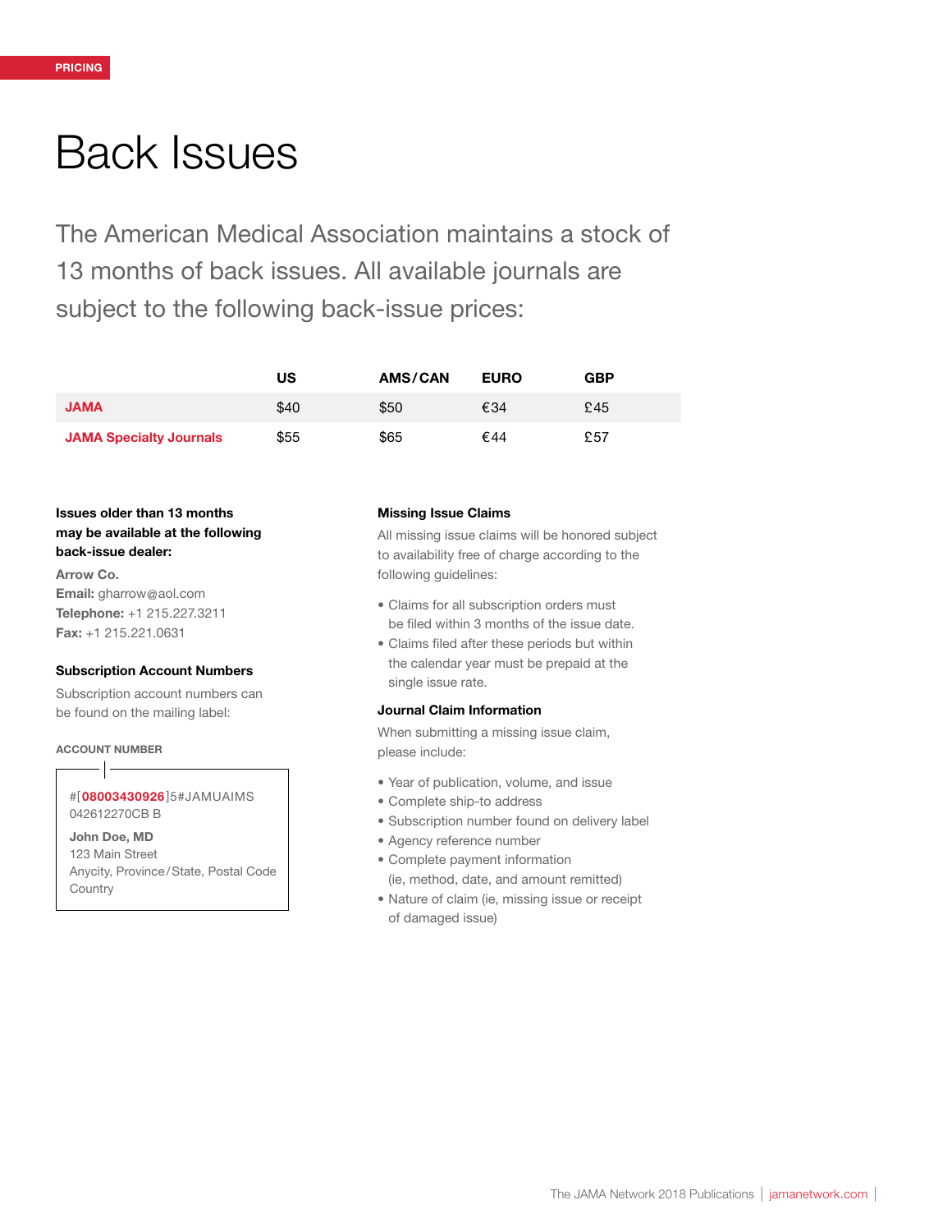PRICING

# Back Issues

The American Medical Association maintains a stock of 13 months of back issues. All available journals are subject to the following back-issue prices:

| | US | AMS/CAN | EURO | GBP |
|---|---|---|---|---|
| **JAMA** | $40 | $50 | €34 | £45 |
| **JAMA Specialty Journals** | $55 | $65 | €44 | £57 |

### Issues older than 13 months may be available at the following back-issue dealer:

**Arrow Co.**
**Email:** gharrow@aol.com
**Telephone:** +1 215.227.3211
**Fax:** +1 215.221.0631

### Subscription Account Numbers

Subscription account numbers can be found on the mailing label:

**ACCOUNT NUMBER**

#[**08003430926**]5#JAMUAIMS
042612270CB B

**John Doe, MD**
123 Main Street
Anycity, Province/State, Postal Code
Country

### Missing Issue Claims

All missing issue claims will be honored subject to availability free of charge according to the following guidelines:

- Claims for all subscription orders must be filed within 3 months of the issue date.
- Claims filed after these periods but within the calendar year must be prepaid at the single issue rate.

### Journal Claim Information

When submitting a missing issue claim, please include:

- Year of publication, volume, and issue
- Complete ship-to address
- Subscription number found on delivery label
- Agency reference number
- Complete payment information (ie, method, date, and amount remitted)
- Nature of claim (ie, missing issue or receipt of damaged issue)